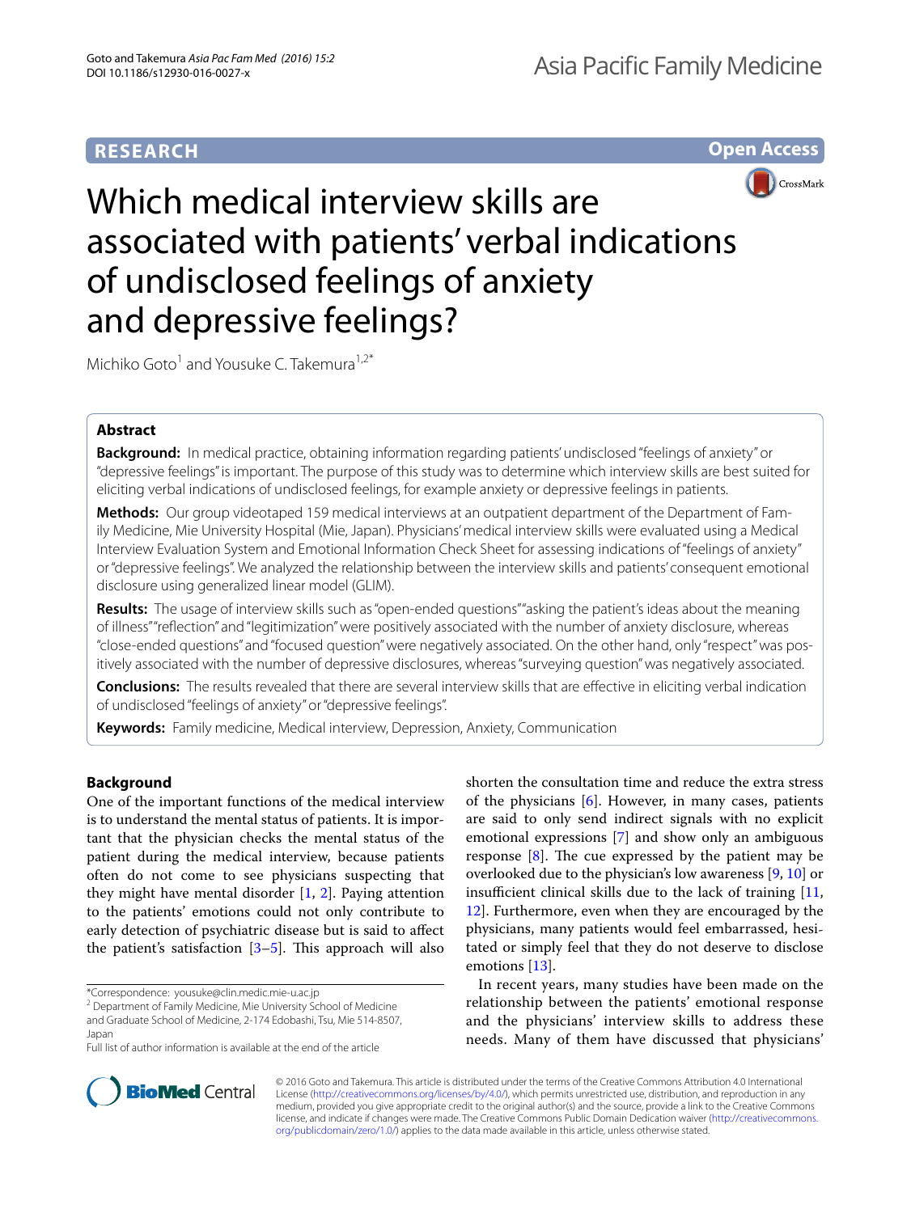RESEARCH

Open Access

# Which medical interview skills are associated with patients' verbal indications of undisclosed feelings of anxiety and depressive feelings?

Michiko Goto[1] and Yousuke C. Takemura[1,2*]

## Abstract

**Background:** In medical practice, obtaining information regarding patients' undisclosed "feelings of anxiety" or "depressive feelings" is important. The purpose of this study was to determine which interview skills are best suited for eliciting verbal indications of undisclosed feelings, for example anxiety or depressive feelings in patients.

**Methods:** Our group videotaped 159 medical interviews at an outpatient department of the Department of Family Medicine, Mie University Hospital (Mie, Japan). Physicians' medical interview skills were evaluated using a Medical Interview Evaluation System and Emotional Information Check Sheet for assessing indications of "feelings of anxiety" or "depressive feelings". We analyzed the relationship between the interview skills and patients' consequent emotional disclosure using generalized linear model (GLIM).

**Results:** The usage of interview skills such as "open-ended questions" "asking the patient's ideas about the meaning of illness" "reflection" and "legitimization" were positively associated with the number of anxiety disclosure, whereas "close-ended questions" and "focused question" were negatively associated. On the other hand, only "respect" was positively associated with the number of depressive disclosures, whereas "surveying question" was negatively associated.

**Conclusions:** The results revealed that there are several interview skills that are effective in eliciting verbal indication of undisclosed "feelings of anxiety" or "depressive feelings".

**Keywords:** Family medicine, Medical interview, Depression, Anxiety, Communication

## Background

One of the important functions of the medical interview is to understand the mental status of patients. It is important that the physician checks the mental status of the patient during the medical interview, because patients often do not come to see physicians suspecting that they might have mental disorder [1, 2]. Paying attention to the patients' emotions could not only contribute to early detection of psychiatric disease but is said to affect the patient's satisfaction [3–5]. This approach will also shorten the consultation time and reduce the extra stress of the physicians [6]. However, in many cases, patients are said to only send indirect signals with no explicit emotional expressions [7] and show only an ambiguous response [8]. The cue expressed by the patient may be overlooked due to the physician's low awareness [9, 10] or insufficient clinical skills due to the lack of training [11, 12]. Furthermore, even when they are encouraged by the physicians, many patients would feel embarrassed, hesitated or simply feel that they do not deserve to disclose emotions [13].

In recent years, many studies have been made on the relationship between the patients' emotional response and the physicians' interview skills to address these needs. Many of them have discussed that physicians'

*Correspondence: yousuke@clin.medic.mie-u.ac.jp
[2] Department of Family Medicine, Mie University School of Medicine and Graduate School of Medicine, 2-174 Edobashi, Tsu, Mie 514-8507, Japan
Full list of author information is available at the end of the article

© 2016 Goto and Takemura. This article is distributed under the terms of the Creative Commons Attribution 4.0 International License (http://creativecommons.org/licenses/by/4.0/), which permits unrestricted use, distribution, and reproduction in any medium, provided you give appropriate credit to the original author(s) and the source, provide a link to the Creative Commons license, and indicate if changes were made. The Creative Commons Public Domain Dedication waiver (http://creativecommons.org/publicdomain/zero/1.0/) applies to the data made available in this article, unless otherwise stated.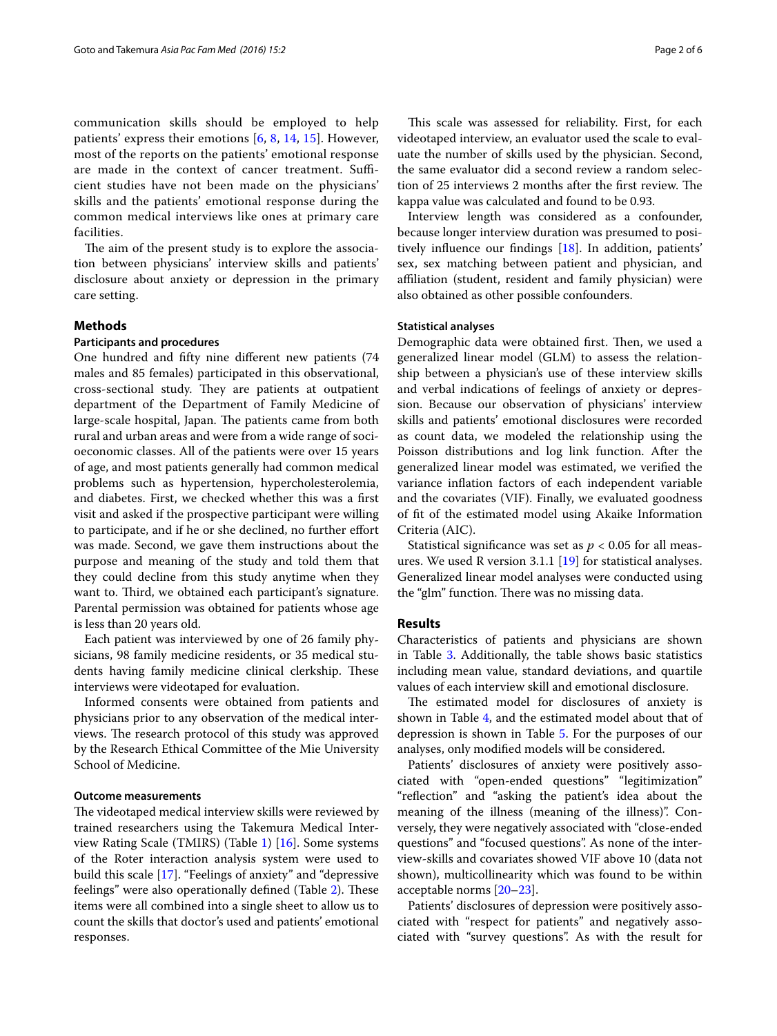communication skills should be employed to help patients' express their emotions [6, 8, 14, 15]. However, most of the reports on the patients' emotional response are made in the context of cancer treatment. Sufficient studies have not been made on the physicians' skills and the patients' emotional response during the common medical interviews like ones at primary care facilities.

The aim of the present study is to explore the association between physicians' interview skills and patients' disclosure about anxiety or depression in the primary care setting.

## Methods

### Participants and procedures

One hundred and fifty nine different new patients (74 males and 85 females) participated in this observational, cross-sectional study. They are patients at outpatient department of the Department of Family Medicine of large-scale hospital, Japan. The patients came from both rural and urban areas and were from a wide range of socioeconomic classes. All of the patients were over 15 years of age, and most patients generally had common medical problems such as hypertension, hypercholesterolemia, and diabetes. First, we checked whether this was a first visit and asked if the prospective participant were willing to participate, and if he or she declined, no further effort was made. Second, we gave them instructions about the purpose and meaning of the study and told them that they could decline from this study anytime when they want to. Third, we obtained each participant's signature. Parental permission was obtained for patients whose age is less than 20 years old.

Each patient was interviewed by one of 26 family physicians, 98 family medicine residents, or 35 medical students having family medicine clinical clerkship. These interviews were videotaped for evaluation.

Informed consents were obtained from patients and physicians prior to any observation of the medical interviews. The research protocol of this study was approved by the Research Ethical Committee of the Mie University School of Medicine.

#### Outcome measurements

The videotaped medical interview skills were reviewed by trained researchers using the Takemura Medical Interview Rating Scale (TMIRS) (Table 1) [16]. Some systems of the Roter interaction analysis system were used to build this scale [17]. "Feelings of anxiety" and "depressive feelings" were also operationally defined (Table 2). These items were all combined into a single sheet to allow us to count the skills that doctor's used and patients' emotional responses.

This scale was assessed for reliability. First, for each videotaped interview, an evaluator used the scale to evaluate the number of skills used by the physician. Second, the same evaluator did a second review a random selection of 25 interviews 2 months after the first review. The kappa value was calculated and found to be 0.93.

Interview length was considered as a confounder, because longer interview duration was presumed to positively influence our findings [18]. In addition, patients' sex, sex matching between patient and physician, and affiliation (student, resident and family physician) were also obtained as other possible confounders.

#### Statistical analyses

Demographic data were obtained first. Then, we used a generalized linear model (GLM) to assess the relationship between a physician's use of these interview skills and verbal indications of feelings of anxiety or depression. Because our observation of physicians' interview skills and patients' emotional disclosures were recorded as count data, we modeled the relationship using the Poisson distributions and log link function. After the generalized linear model was estimated, we verified the variance inflation factors of each independent variable and the covariates (VIF). Finally, we evaluated goodness of fit of the estimated model using Akaike Information Criteria (AIC).

Statistical significance was set as $p < 0.05$ for all measures. We used R version 3.1.1 [19] for statistical analyses. Generalized linear model analyses were conducted using the "glm" function. There was no missing data.

## Results

Characteristics of patients and physicians are shown in Table 3. Additionally, the table shows basic statistics including mean value, standard deviations, and quartile values of each interview skill and emotional disclosure.

The estimated model for disclosures of anxiety is shown in Table 4, and the estimated model about that of depression is shown in Table 5. For the purposes of our analyses, only modified models will be considered.

Patients' disclosures of anxiety were positively associated with "open-ended questions" "legitimization" "reflection" and "asking the patient's idea about the meaning of the illness (meaning of the illness)". Conversely, they were negatively associated with "close-ended questions" and "focused questions". As none of the interview-skills and covariates showed VIF above 10 (data not shown), multicollinearity which was found to be within acceptable norms [20–23].

Patients' disclosures of depression were positively associated with "respect for patients" and negatively associated with "survey questions". As with the result for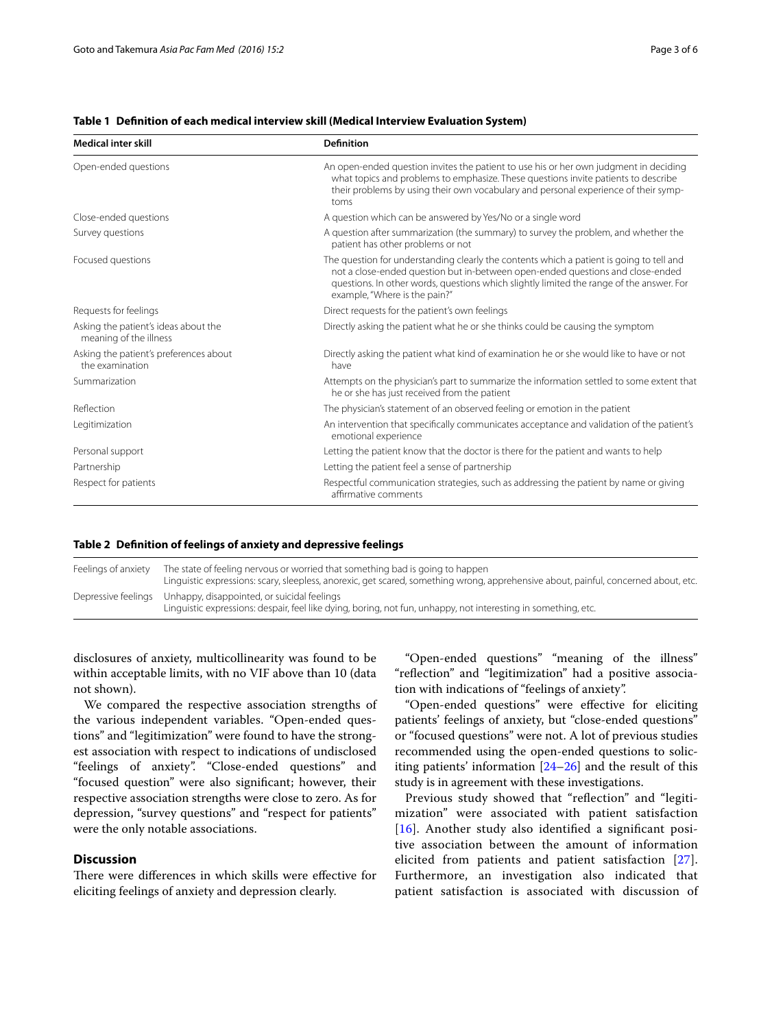**Table 1 Definition of each medical interview skill (Medical Interview Evaluation System)**

| Medical inter skill | Definition |
| --- | --- |
| Open-ended questions | An open-ended question invites the patient to use his or her own judgment in deciding what topics and problems to emphasize. These questions invite patients to describe their problems by using their own vocabulary and personal experience of their symptoms |
| Close-ended questions | A question which can be answered by Yes/No or a single word |
| Survey questions | A question after summarization (the summary) to survey the problem, and whether the patient has other problems or not |
| Focused questions | The question for understanding clearly the contents which a patient is going to tell and not a close-ended question but in-between open-ended questions and close-ended questions. In other words, questions which slightly limited the range of the answer. For example, "Where is the pain?" |
| Requests for feelings | Direct requests for the patient's own feelings |
| Asking the patient's ideas about the meaning of the illness | Directly asking the patient what he or she thinks could be causing the symptom |
| Asking the patient's preferences about the examination | Directly asking the patient what kind of examination he or she would like to have or not have |
| Summarization | Attempts on the physician's part to summarize the information settled to some extent that he or she has just received from the patient |
| Reflection | The physician's statement of an observed feeling or emotion in the patient |
| Legitimization | An intervention that specifically communicates acceptance and validation of the patient's emotional experience |
| Personal support | Letting the patient know that the doctor is there for the patient and wants to help |
| Partnership | Letting the patient feel a sense of partnership |
| Respect for patients | Respectful communication strategies, such as addressing the patient by name or giving affirmative comments |

**Table 2 Definition of feelings of anxiety and depressive feelings**

| | |
| --- | --- |
| Feelings of anxiety | The state of feeling nervous or worried that something bad is going to happen<br>Linguistic expressions: scary, sleepless, anorexic, get scared, something wrong, apprehensive about, painful, concerned about, etc. |
| Depressive feelings | Unhappy, disappointed, or suicidal feelings<br>Linguistic expressions: despair, feel like dying, boring, not fun, unhappy, not interesting in something, etc. |

disclosures of anxiety, multicollinearity was found to be within acceptable limits, with no VIF above than 10 (data not shown).

We compared the respective association strengths of the various independent variables. "Open-ended questions" and "legitimization" were found to have the strongest association with respect to indications of undisclosed "feelings of anxiety". "Close-ended questions" and "focused question" were also significant; however, their respective association strengths were close to zero. As for depression, "survey questions" and "respect for patients" were the only notable associations.

## Discussion

There were differences in which skills were effective for eliciting feelings of anxiety and depression clearly.

"Open-ended questions" "meaning of the illness" "reflection" and "legitimization" had a positive association with indications of "feelings of anxiety".

"Open-ended questions" were effective for eliciting patients' feelings of anxiety, but "close-ended questions" or "focused questions" were not. A lot of previous studies recommended using the open-ended questions to soliciting patients' information [24–26] and the result of this study is in agreement with these investigations.

Previous study showed that "reflection" and "legitimization" were associated with patient satisfaction [16]. Another study also identified a significant positive association between the amount of information elicited from patients and patient satisfaction [27]. Furthermore, an investigation also indicated that patient satisfaction is associated with discussion of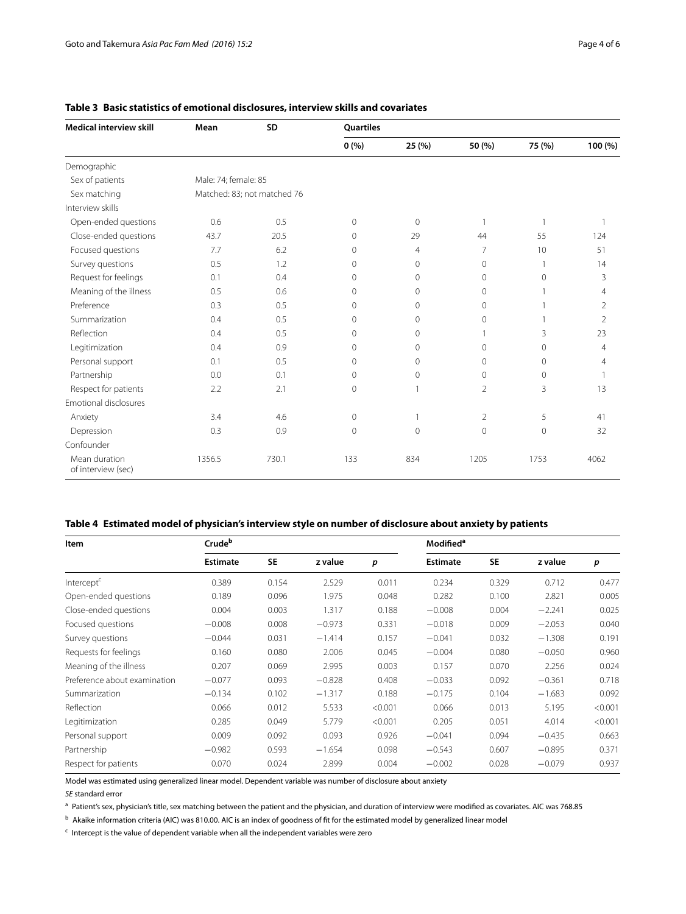**Table 3 Basic statistics of emotional disclosures, interview skills and covariates**

| Medical interview skill | Mean | SD | Quartiles | | | | |
|---|---|---|---|---|---|---|---|
| | | | 0 (%) | 25 (%) | 50 (%) | 75 (%) | 100 (%) |
| Demographic | | | | | | | |
| Sex of patients | Male: 74; female: 85 | | | | | | |
| Sex matching | Matched: 83; not matched 76 | | | | | | |
| Interview skills | | | | | | | |
| Open-ended questions | 0.6 | 0.5 | 0 | 0 | 1 | 1 | 1 |
| Close-ended questions | 43.7 | 20.5 | 0 | 29 | 44 | 55 | 124 |
| Focused questions | 7.7 | 6.2 | 0 | 4 | 7 | 10 | 51 |
| Survey questions | 0.5 | 1.2 | 0 | 0 | 0 | 1 | 14 |
| Request for feelings | 0.1 | 0.4 | 0 | 0 | 0 | 0 | 3 |
| Meaning of the illness | 0.5 | 0.6 | 0 | 0 | 0 | 1 | 4 |
| Preference | 0.3 | 0.5 | 0 | 0 | 0 | 1 | 2 |
| Summarization | 0.4 | 0.5 | 0 | 0 | 0 | 1 | 2 |
| Reflection | 0.4 | 0.5 | 0 | 0 | 1 | 3 | 23 |
| Legitimization | 0.4 | 0.9 | 0 | 0 | 0 | 0 | 4 |
| Personal support | 0.1 | 0.5 | 0 | 0 | 0 | 0 | 4 |
| Partnership | 0.0 | 0.1 | 0 | 0 | 0 | 0 | 1 |
| Respect for patients | 2.2 | 2.1 | 0 | 1 | 2 | 3 | 13 |
| Emotional disclosures | | | | | | | |
| Anxiety | 3.4 | 4.6 | 0 | 1 | 2 | 5 | 41 |
| Depression | 0.3 | 0.9 | 0 | 0 | 0 | 0 | 32 |
| Confounder | | | | | | | |
| Mean duration of interview (sec) | 1356.5 | 730.1 | 133 | 834 | 1205 | 1753 | 4062 |

**Table 4 Estimated model of physician's interview style on number of disclosure about anxiety by patients**

| Item | Crude[b] | | | | Modified[a] | | | |
|---|---|---|---|---|---|---|---|---|
| | Estimate | SE | z value | *p* | Estimate | SE | z value | *p* |
| Intercept[c] | 0.389 | 0.154 | 2.529 | 0.011 | 0.234 | 0.329 | 0.712 | 0.477 |
| Open-ended questions | 0.189 | 0.096 | 1.975 | 0.048 | 0.282 | 0.100 | 2.821 | 0.005 |
| Close-ended questions | 0.004 | 0.003 | 1.317 | 0.188 | −0.008 | 0.004 | −2.241 | 0.025 |
| Focused questions | −0.008 | 0.008 | −0.973 | 0.331 | −0.018 | 0.009 | −2.053 | 0.040 |
| Survey questions | −0.044 | 0.031 | −1.414 | 0.157 | −0.041 | 0.032 | −1.308 | 0.191 |
| Requests for feelings | 0.160 | 0.080 | 2.006 | 0.045 | −0.004 | 0.080 | −0.050 | 0.960 |
| Meaning of the illness | 0.207 | 0.069 | 2.995 | 0.003 | 0.157 | 0.070 | 2.256 | 0.024 |
| Preference about examination | −0.077 | 0.093 | −0.828 | 0.408 | −0.033 | 0.092 | −0.361 | 0.718 |
| Summarization | −0.134 | 0.102 | −1.317 | 0.188 | −0.175 | 0.104 | −1.683 | 0.092 |
| Reflection | 0.066 | 0.012 | 5.533 | <0.001 | 0.066 | 0.013 | 5.195 | <0.001 |
| Legitimization | 0.285 | 0.049 | 5.779 | <0.001 | 0.205 | 0.051 | 4.014 | <0.001 |
| Personal support | 0.009 | 0.092 | 0.093 | 0.926 | −0.041 | 0.094 | −0.435 | 0.663 |
| Partnership | −0.982 | 0.593 | −1.654 | 0.098 | −0.543 | 0.607 | −0.895 | 0.371 |
| Respect for patients | 0.070 | 0.024 | 2.899 | 0.004 | −0.002 | 0.028 | −0.079 | 0.937 |

Model was estimated using generalized linear model. Dependent variable was number of disclosure about anxiety

*SE* standard error

[a] Patient's sex, physician's title, sex matching between the patient and the physician, and duration of interview were modified as covariates. AIC was 768.85

[b] Akaike information criteria (AIC) was 810.00. AIC is an index of goodness of fit for the estimated model by generalized linear model

[c] Intercept is the value of dependent variable when all the independent variables were zero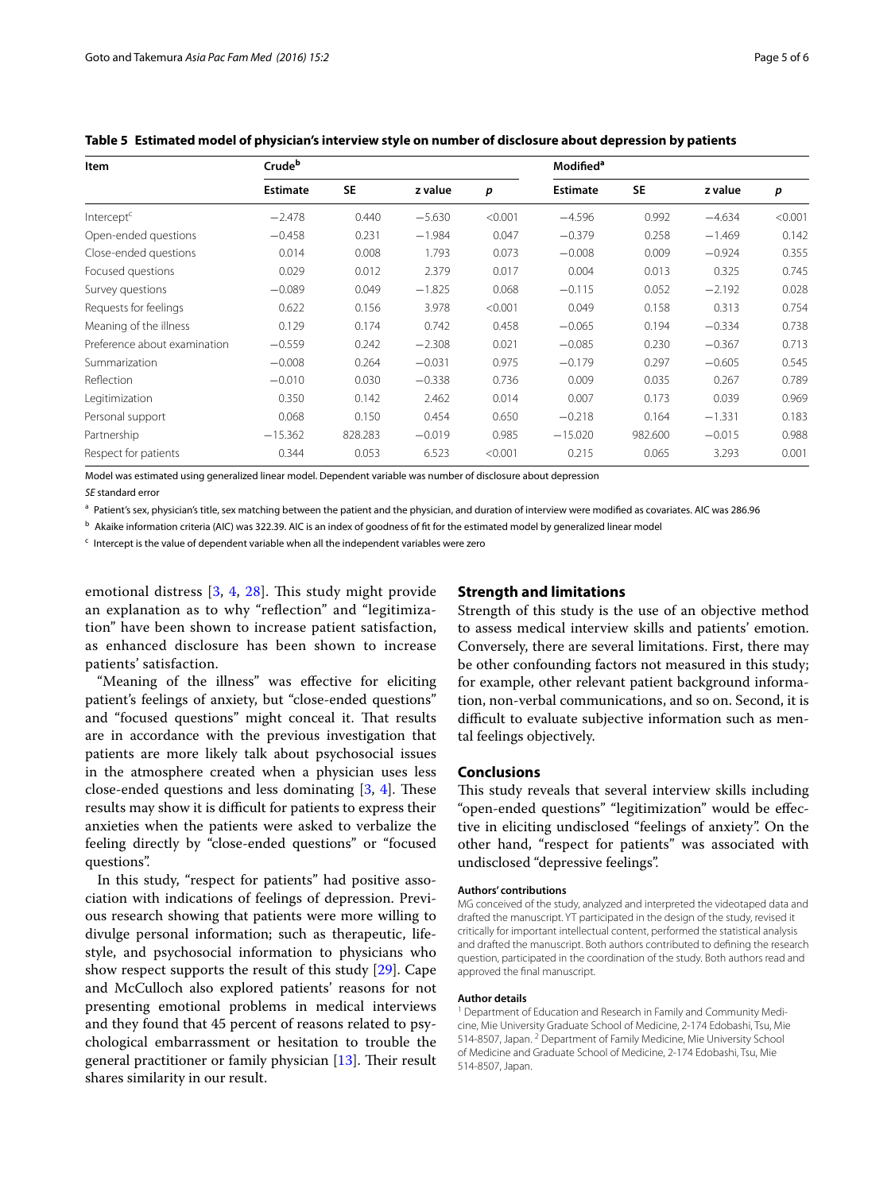**Table 5 Estimated model of physician's interview style on number of disclosure about depression by patients**

| Item | Crude[b] | | | | Modified[a] | | | |
|---|---|---|---|---|---|---|---|---|
| | Estimate | SE | z value | p | Estimate | SE | z value | p |
| Intercept[c] | −2.478 | 0.440 | −5.630 | <0.001 | −4.596 | 0.992 | −4.634 | <0.001 |
| Open-ended questions | −0.458 | 0.231 | −1.984 | 0.047 | −0.379 | 0.258 | −1.469 | 0.142 |
| Close-ended questions | 0.014 | 0.008 | 1.793 | 0.073 | −0.008 | 0.009 | −0.924 | 0.355 |
| Focused questions | 0.029 | 0.012 | 2.379 | 0.017 | 0.004 | 0.013 | 0.325 | 0.745 |
| Survey questions | −0.089 | 0.049 | −1.825 | 0.068 | −0.115 | 0.052 | −2.192 | 0.028 |
| Requests for feelings | 0.622 | 0.156 | 3.978 | <0.001 | 0.049 | 0.158 | 0.313 | 0.754 |
| Meaning of the illness | 0.129 | 0.174 | 0.742 | 0.458 | −0.065 | 0.194 | −0.334 | 0.738 |
| Preference about examination | −0.559 | 0.242 | −2.308 | 0.021 | −0.085 | 0.230 | −0.367 | 0.713 |
| Summarization | −0.008 | 0.264 | −0.031 | 0.975 | −0.179 | 0.297 | −0.605 | 0.545 |
| Reflection | −0.010 | 0.030 | −0.338 | 0.736 | 0.009 | 0.035 | 0.267 | 0.789 |
| Legitimization | 0.350 | 0.142 | 2.462 | 0.014 | 0.007 | 0.173 | 0.039 | 0.969 |
| Personal support | 0.068 | 0.150 | 0.454 | 0.650 | −0.218 | 0.164 | −1.331 | 0.183 |
| Partnership | −15.362 | 828.283 | −0.019 | 0.985 | −15.020 | 982.600 | −0.015 | 0.988 |
| Respect for patients | 0.344 | 0.053 | 6.523 | <0.001 | 0.215 | 0.065 | 3.293 | 0.001 |

Model was estimated using generalized linear model. Dependent variable was number of disclosure about depression

*SE* standard error

[a] Patient's sex, physician's title, sex matching between the patient and the physician, and duration of interview were modified as covariates. AIC was 286.96

[b] Akaike information criteria (AIC) was 322.39. AIC is an index of goodness of fit for the estimated model by generalized linear model

[c] Intercept is the value of dependent variable when all the independent variables were zero

emotional distress [3, 4, 28]. This study might provide an explanation as to why "reflection" and "legitimization" have been shown to increase patient satisfaction, as enhanced disclosure has been shown to increase patients' satisfaction.

"Meaning of the illness" was effective for eliciting patient's feelings of anxiety, but "close-ended questions" and "focused questions" might conceal it. That results are in accordance with the previous investigation that patients are more likely talk about psychosocial issues in the atmosphere created when a physician uses less close-ended questions and less dominating [3, 4]. These results may show it is difficult for patients to express their anxieties when the patients were asked to verbalize the feeling directly by "close-ended questions" or "focused questions".

In this study, "respect for patients" had positive association with indications of feelings of depression. Previous research showing that patients were more willing to divulge personal information; such as therapeutic, lifestyle, and psychosocial information to physicians who show respect supports the result of this study [29]. Cape and McCulloch also explored patients' reasons for not presenting emotional problems in medical interviews and they found that 45 percent of reasons related to psychological embarrassment or hesitation to trouble the general practitioner or family physician [13]. Their result shares similarity in our result.

## Strength and limitations

Strength of this study is the use of an objective method to assess medical interview skills and patients' emotion. Conversely, there are several limitations. First, there may be other confounding factors not measured in this study; for example, other relevant patient background information, non-verbal communications, and so on. Second, it is difficult to evaluate subjective information such as mental feelings objectively.

## Conclusions

This study reveals that several interview skills including "open-ended questions" "legitimization" would be effective in eliciting undisclosed "feelings of anxiety". On the other hand, "respect for patients" was associated with undisclosed "depressive feelings".

#### Authors' contributions

MG conceived of the study, analyzed and interpreted the videotaped data and drafted the manuscript. YT participated in the design of the study, revised it critically for important intellectual content, performed the statistical analysis and drafted the manuscript. Both authors contributed to defining the research question, participated in the coordination of the study. Both authors read and approved the final manuscript.

#### Author details

[1] Department of Education and Research in Family and Community Medicine, Mie University Graduate School of Medicine, 2-174 Edobashi, Tsu, Mie 514-8507, Japan. [2] Department of Family Medicine, Mie University School of Medicine and Graduate School of Medicine, 2-174 Edobashi, Tsu, Mie 514-8507, Japan.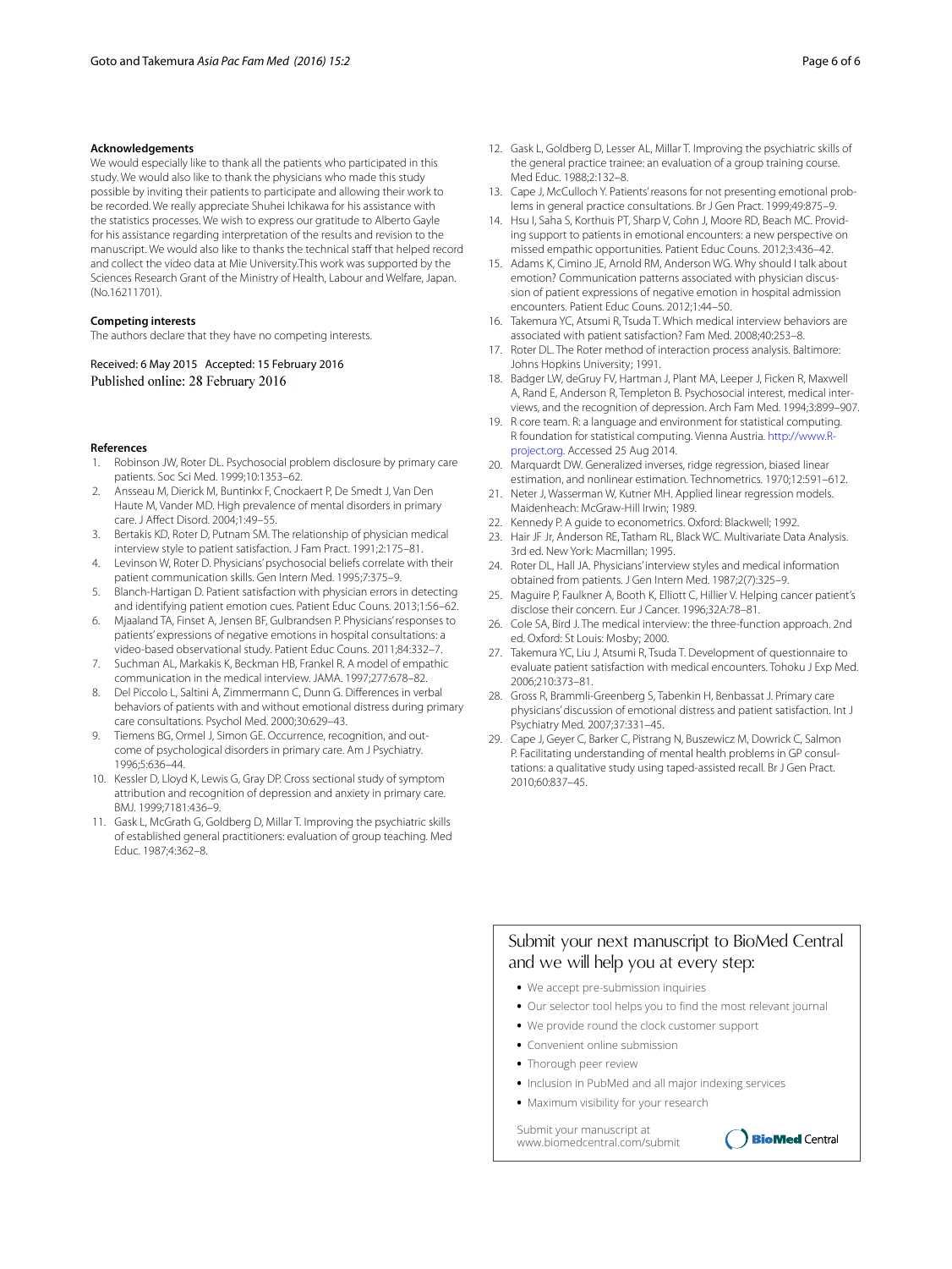#### Acknowledgements

We would especially like to thank all the patients who participated in this study. We would also like to thank the physicians who made this study possible by inviting their patients to participate and allowing their work to be recorded. We really appreciate Shuhei Ichikawa for his assistance with the statistics processes. We wish to express our gratitude to Alberto Gayle for his assistance regarding interpretation of the results and revision to the manuscript. We would also like to thanks the technical staff that helped record and collect the video data at Mie University.This work was supported by the Sciences Research Grant of the Ministry of Health, Labour and Welfare, Japan. (No.16211701).

#### Competing interests

The authors declare that they have no competing interests.

Received: 6 May 2015 Accepted: 15 February 2016
Published online: 28 February 2016

#### References

1. Robinson JW, Roter DL. Psychosocial problem disclosure by primary care patients. Soc Sci Med. 1999;10:1353–62.
2. Ansseau M, Dierick M, Buntinkx F, Cnockaert P, De Smedt J, Van Den Haute M, Vander MD. High prevalence of mental disorders in primary care. J Affect Disord. 2004;1:49–55.
3. Bertakis KD, Roter D, Putnam SM. The relationship of physician medical interview style to patient satisfaction. J Fam Pract. 1991;2:175–81.
4. Levinson W, Roter D. Physicians' psychosocial beliefs correlate with their patient communication skills. Gen Intern Med. 1995;7:375–9.
5. Blanch-Hartigan D. Patient satisfaction with physician errors in detecting and identifying patient emotion cues. Patient Educ Couns. 2013;1:56–62.
6. Mjaaland TA, Finset A, Jensen BF, Gulbrandsen P. Physicians' responses to patients' expressions of negative emotions in hospital consultations: a video-based observational study. Patient Educ Couns. 2011;84:332–7.
7. Suchman AL, Markakis K, Beckman HB, Frankel R. A model of empathic communication in the medical interview. JAMA. 1997;277:678–82.
8. Del Piccolo L, Saltini A, Zimmermann C, Dunn G. Differences in verbal behaviors of patients with and without emotional distress during primary care consultations. Psychol Med. 2000;30:629–43.
9. Tiemens BG, Ormel J, Simon GE. Occurrence, recognition, and outcome of psychological disorders in primary care. Am J Psychiatry. 1996;5:636–44.
10. Kessler D, Lloyd K, Lewis G, Gray DP. Cross sectional study of symptom attribution and recognition of depression and anxiety in primary care. BMJ. 1999;7181:436–9.
11. Gask L, McGrath G, Goldberg D, Millar T. Improving the psychiatric skills of established general practitioners: evaluation of group teaching. Med Educ. 1987;4:362–8.
12. Gask L, Goldberg D, Lesser AL, Millar T. Improving the psychiatric skills of the general practice trainee: an evaluation of a group training course. Med Educ. 1988;2:132–8.
13. Cape J, McCulloch Y. Patients' reasons for not presenting emotional problems in general practice consultations. Br J Gen Pract. 1999;49:875–9.
14. Hsu I, Saha S, Korthuis PT, Sharp V, Cohn J, Moore RD, Beach MC. Providing support to patients in emotional encounters: a new perspective on missed empathic opportunities. Patient Educ Couns. 2012;3:436–42.
15. Adams K, Cimino JE, Arnold RM, Anderson WG. Why should I talk about emotion? Communication patterns associated with physician discussion of patient expressions of negative emotion in hospital admission encounters. Patient Educ Couns. 2012;1:44–50.
16. Takemura YC, Atsumi R, Tsuda T. Which medical interview behaviors are associated with patient satisfaction? Fam Med. 2008;40:253–8.
17. Roter DL. The Roter method of interaction process analysis. Baltimore: Johns Hopkins University; 1991.
18. Badger LW, deGruy FV, Hartman J, Plant MA, Leeper J, Ficken R, Maxwell A, Rand E, Anderson R, Templeton B. Psychosocial interest, medical interviews, and the recognition of depression. Arch Fam Med. 1994;3:899–907.
19. R core team. R: a language and environment for statistical computing. R foundation for statistical computing. Vienna Austria. http://www.R-project.org. Accessed 25 Aug 2014.
20. Marquardt DW. Generalized inverses, ridge regression, biased linear estimation, and nonlinear estimation. Technometrics. 1970;12:591–612.
21. Neter J, Wasserman W, Kutner MH. Applied linear regression models. Maidenheach: McGraw-Hill Irwin; 1989.
22. Kennedy P. A guide to econometrics. Oxford: Blackwell; 1992.
23. Hair JF Jr, Anderson RE, Tatham RL, Black WC. Multivariate Data Analysis. 3rd ed. New York: Macmillan; 1995.
24. Roter DL, Hall JA. Physicians' interview styles and medical information obtained from patients. J Gen Intern Med. 1987;2(7):325–9.
25. Maguire P, Faulkner A, Booth K, Elliott C, Hillier V. Helping cancer patient's disclose their concern. Eur J Cancer. 1996;32A:78–81.
26. Cole SA, Bird J. The medical interview: the three-function approach. 2nd ed. Oxford: St Louis: Mosby; 2000.
27. Takemura YC, Liu J, Atsumi R, Tsuda T. Development of questionnaire to evaluate patient satisfaction with medical encounters. Tohoku J Exp Med. 2006;210:373–81.
28. Gross R, Brammli-Greenberg S, Tabenkin H, Benbassat J. Primary care physicians' discussion of emotional distress and patient satisfaction. Int J Psychiatry Med. 2007;37:331–45.
29. Cape J, Geyer C, Barker C, Pistrang N, Buszewicz M, Dowrick C, Salmon P. Facilitating understanding of mental health problems in GP consultations: a qualitative study using taped-assisted recall. Br J Gen Pract. 2010;60:837–45.

Submit your next manuscript to BioMed Central and we will help you at every step:

- We accept pre-submission inquiries
- Our selector tool helps you to find the most relevant journal
- We provide round the clock customer support
- Convenient online submission
- Thorough peer review
- Inclusion in PubMed and all major indexing services
- Maximum visibility for your research

Submit your manuscript at www.biomedcentral.com/submit

BioMed Central